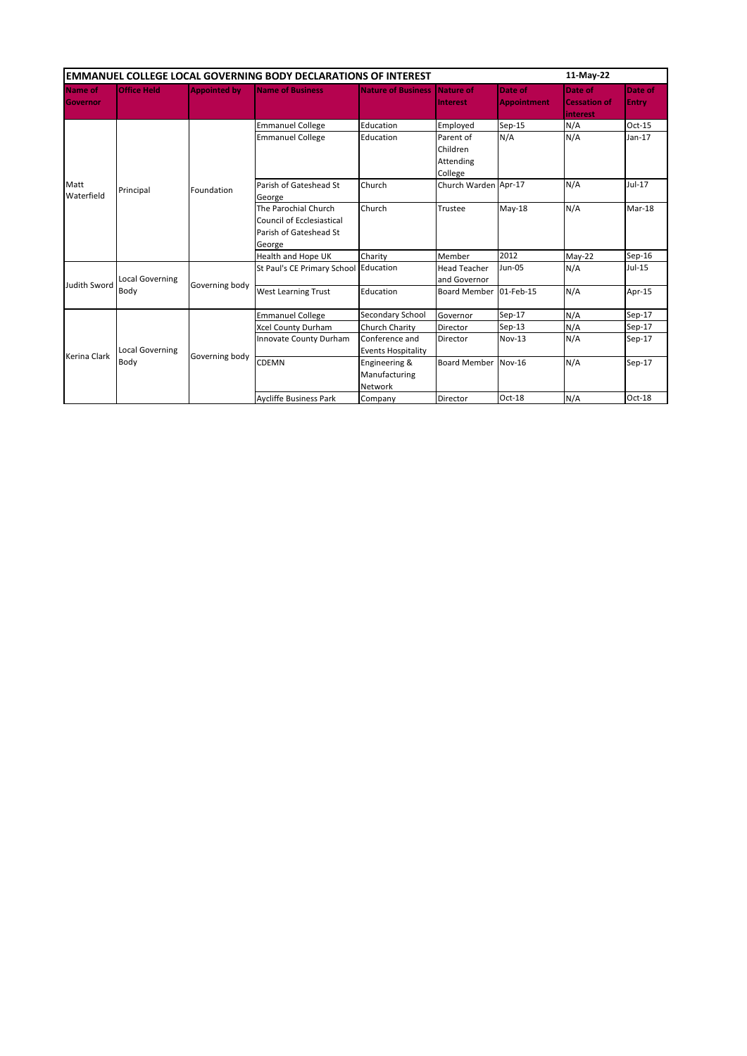# EMMANUEL COLLEGE LOCAL GOVERNING BODY DECLARATIONS OF INTEREST

11-May-22

| Name of Governor | Office Held | Appointed by | Name of Business | Nature of Business | Nature of Interest | Date of Appointment | Date of Cessation of interest | Date of Entry |
|---|---|---|---|---|---|---|---|---|
| Matt Waterfield | Principal | Foundation | Emmanuel College | Education | Employed | Sep-15 | N/A | Oct-15 |
| | | | Emmanuel College | Education | Parent of Children Attending College | N/A | N/A | Jan-17 |
| | | | Parish of Gateshead St George | Church | Church Warden | Apr-17 | N/A | Jul-17 |
| | | | The Parochial Church Council of Ecclesiastical Parish of Gateshead St George | Church | Trustee | May-18 | N/A | Mar-18 |
| | | | Health and Hope UK | Charity | Member | 2012 | May-22 | Sep-16 |
| Judith Sword | Local Governing Body | Governing body | St Paul's CE Primary School | Education | Head Teacher and Governor | Jun-05 | N/A | Jul-15 |
| | | | West Learning Trust | Education | Board Member | 01-Feb-15 | N/A | Apr-15 |
| Kerina Clark | Local Governing Body | Governing body | Emmanuel College | Secondary School | Governor | Sep-17 | N/A | Sep-17 |
| | | | Xcel County Durham | Church Charity | Director | Sep-13 | N/A | Sep-17 |
| | | | Innovate County Durham | Conference and Events Hospitality | Director | Nov-13 | N/A | Sep-17 |
| | | | CDEMN | Engineering & Manufacturing Network | Board Member | Nov-16 | N/A | Sep-17 |
| | | | Aycliffe Business Park | Company | Director | Oct-18 | N/A | Oct-18 |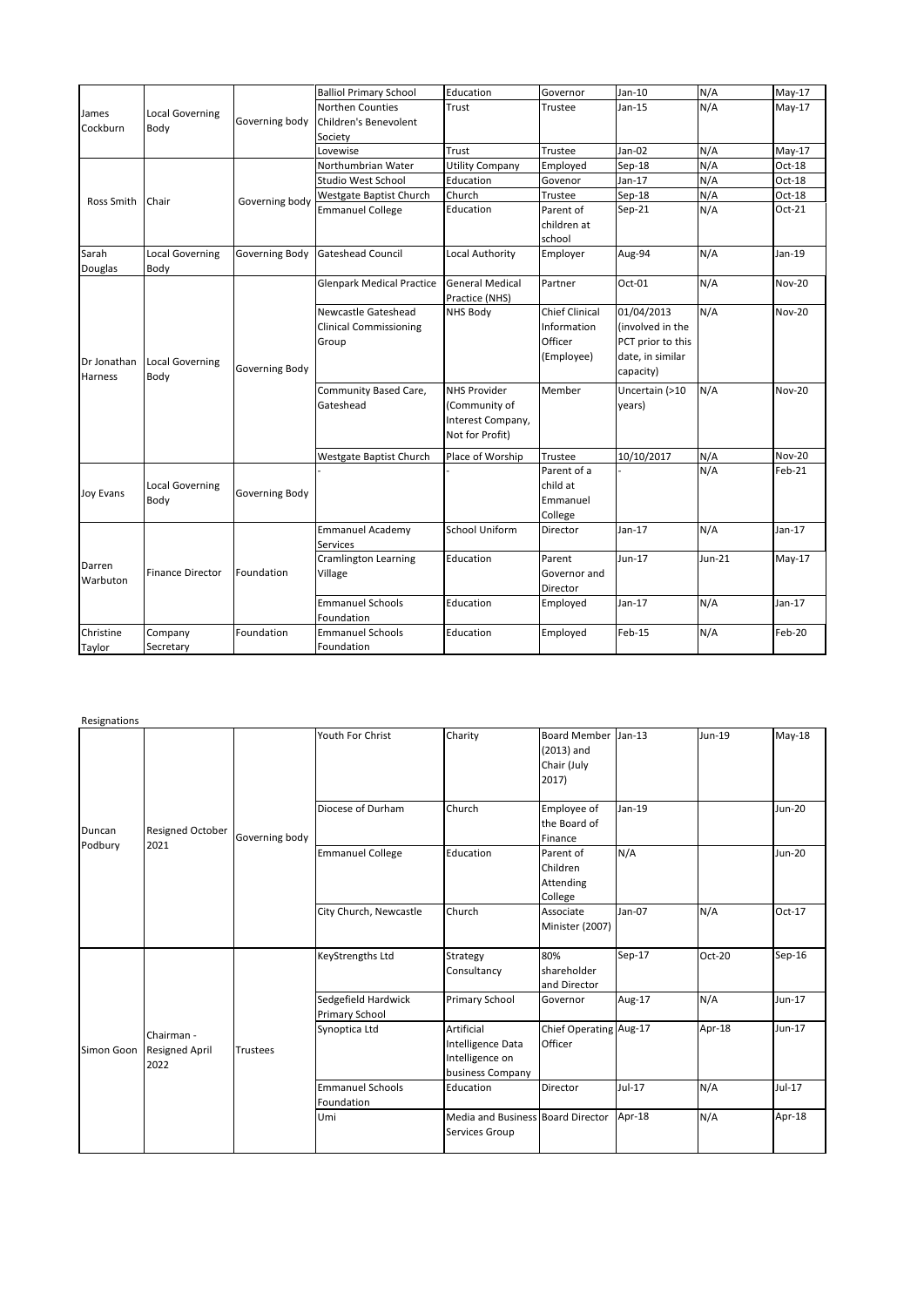| | | | | | | | | |
|---|---|---|---|---|---|---|---|---|
| James Cockburn | Local Governing Body | Governing body | Balliol Primary School | Education | Governor | Jan-10 | N/A | May-17 |
| | | | Northen Counties Children's Benevolent Society | Trust | Trustee | Jan-15 | N/A | May-17 |
| | | | Lovewise | Trust | Trustee | Jan-02 | N/A | May-17 |
| Ross Smith | Chair | Governing body | Northumbrian Water | Utility Company | Employed | Sep-18 | N/A | Oct-18 |
| | | | Studio West School | Education | Govenor | Jan-17 | N/A | Oct-18 |
| | | | Westgate Baptist Church | Church | Trustee | Sep-18 | N/A | Oct-18 |
| | | | Emmanuel College | Education | Parent of children at school | Sep-21 | N/A | Oct-21 |
| Sarah Douglas | Local Governing Body | Governing Body | Gateshead Council | Local Authority | Employer | Aug-94 | N/A | Jan-19 |
| Dr Jonathan Harness | Local Governing Body | Governing Body | Glenpark Medical Practice | General Medical Practice (NHS) | Partner | Oct-01 | N/A | Nov-20 |
| | | | Newcastle Gateshead Clinical Commissioning Group | NHS Body | Chief Clinical Information Officer (Employee) | 01/04/2013 (involved in the PCT prior to this date, in similar capacity) | N/A | Nov-20 |
| | | | Community Based Care, Gateshead | NHS Provider (Community of Interest Company, Not for Profit) | Member | Uncertain (>10 years) | N/A | Nov-20 |
| | | | Westgate Baptist Church | Place of Worship | Trustee | 10/10/2017 | N/A | Nov-20 |
| Joy Evans | Local Governing Body | Governing Body | - | - | Parent of a child at Emmanuel College | - | N/A | Feb-21 |
| Darren Warbuton | Finance Director | Foundation | Emmanuel Academy Services | School Uniform | Director | Jan-17 | N/A | Jan-17 |
| | | | Cramlington Learning Village | Education | Parent Governor and Director | Jun-17 | Jun-21 | May-17 |
| | | | Emmanuel Schools Foundation | Education | Employed | Jan-17 | N/A | Jan-17 |
| Christine Taylor | Company Secretary | Foundation | Emmanuel Schools Foundation | Education | Employed | Feb-15 | N/A | Feb-20 |

Resignations

| | | | | | | | | |
|---|---|---|---|---|---|---|---|---|
| Duncan Podbury | Resigned October 2021 | Governing body | Youth For Christ | Charity | Board Member (2013) and Chair (July 2017) | Jan-13 | Jun-19 | May-18 |
| | | | Diocese of Durham | Church | Employee of the Board of Finance | Jan-19 | | Jun-20 |
| | | | Emmanuel College | Education | Parent of Children Attending College | N/A | | Jun-20 |
| | | | City Church, Newcastle | Church | Associate Minister (2007) | Jan-07 | N/A | Oct-17 |
| Simon Goon | Chairman - Resigned April 2022 | Trustees | KeyStrengths Ltd | Strategy Consultancy | 80% shareholder and Director | Sep-17 | Oct-20 | Sep-16 |
| | | | Sedgefield Hardwick Primary School | Primary School | Governor | Aug-17 | N/A | Jun-17 |
| | | | Synoptica Ltd | Artificial Intelligence Data Intelligence on business Company | Chief Operating Officer | Aug-17 | Apr-18 | Jun-17 |
| | | | Emmanuel Schools Foundation | Education | Director | Jul-17 | N/A | Jul-17 |
| | | | Umi | Media and Business Services Group | Board Director | Apr-18 | N/A | Apr-18 |